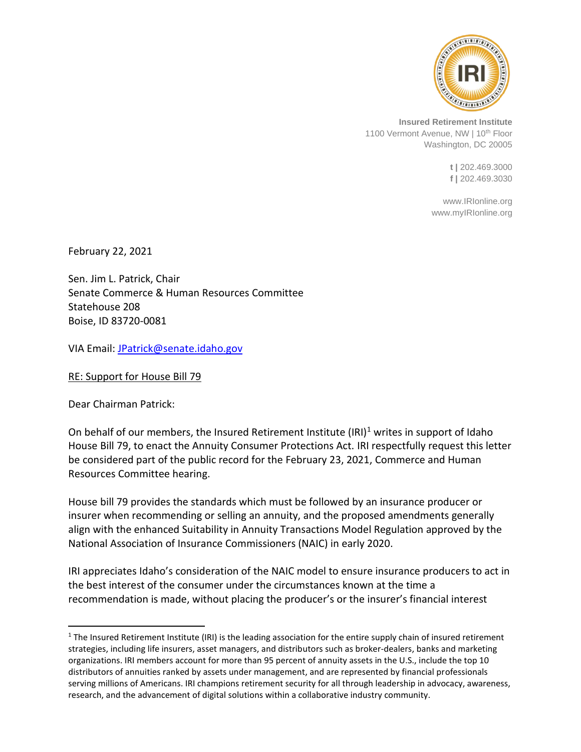**Insured Retirement Institute**
1100 Vermont Avenue, NW | 10th Floor
Washington, DC 20005

**t |** 202.469.3000
**f |** 202.469.3030

www.IRIonline.org
www.myIRIonline.org

February 22, 2021

Sen. Jim L. Patrick, Chair
Senate Commerce & Human Resources Committee
Statehouse 208
Boise, ID 83720-0081

VIA Email: [JPatrick@senate.idaho.gov](mailto:JPatrick@senate.idaho.gov)

RE: Support for House Bill 79

Dear Chairman Patrick:

On behalf of our members, the Insured Retirement Institute (IRI)[1] writes in support of Idaho House Bill 79, to enact the Annuity Consumer Protections Act. IRI respectfully request this letter be considered part of the public record for the February 23, 2021, Commerce and Human Resources Committee hearing.

House bill 79 provides the standards which must be followed by an insurance producer or insurer when recommending or selling an annuity, and the proposed amendments generally align with the enhanced Suitability in Annuity Transactions Model Regulation approved by the National Association of Insurance Commissioners (NAIC) in early 2020.

IRI appreciates Idaho's consideration of the NAIC model to ensure insurance producers to act in the best interest of the consumer under the circumstances known at the time a recommendation is made, without placing the producer's or the insurer's financial interest

---

[1] The Insured Retirement Institute (IRI) is the leading association for the entire supply chain of insured retirement strategies, including life insurers, asset managers, and distributors such as broker-dealers, banks and marketing organizations. IRI members account for more than 95 percent of annuity assets in the U.S., include the top 10 distributors of annuities ranked by assets under management, and are represented by financial professionals serving millions of Americans. IRI champions retirement security for all through leadership in advocacy, awareness, research, and the advancement of digital solutions within a collaborative industry community.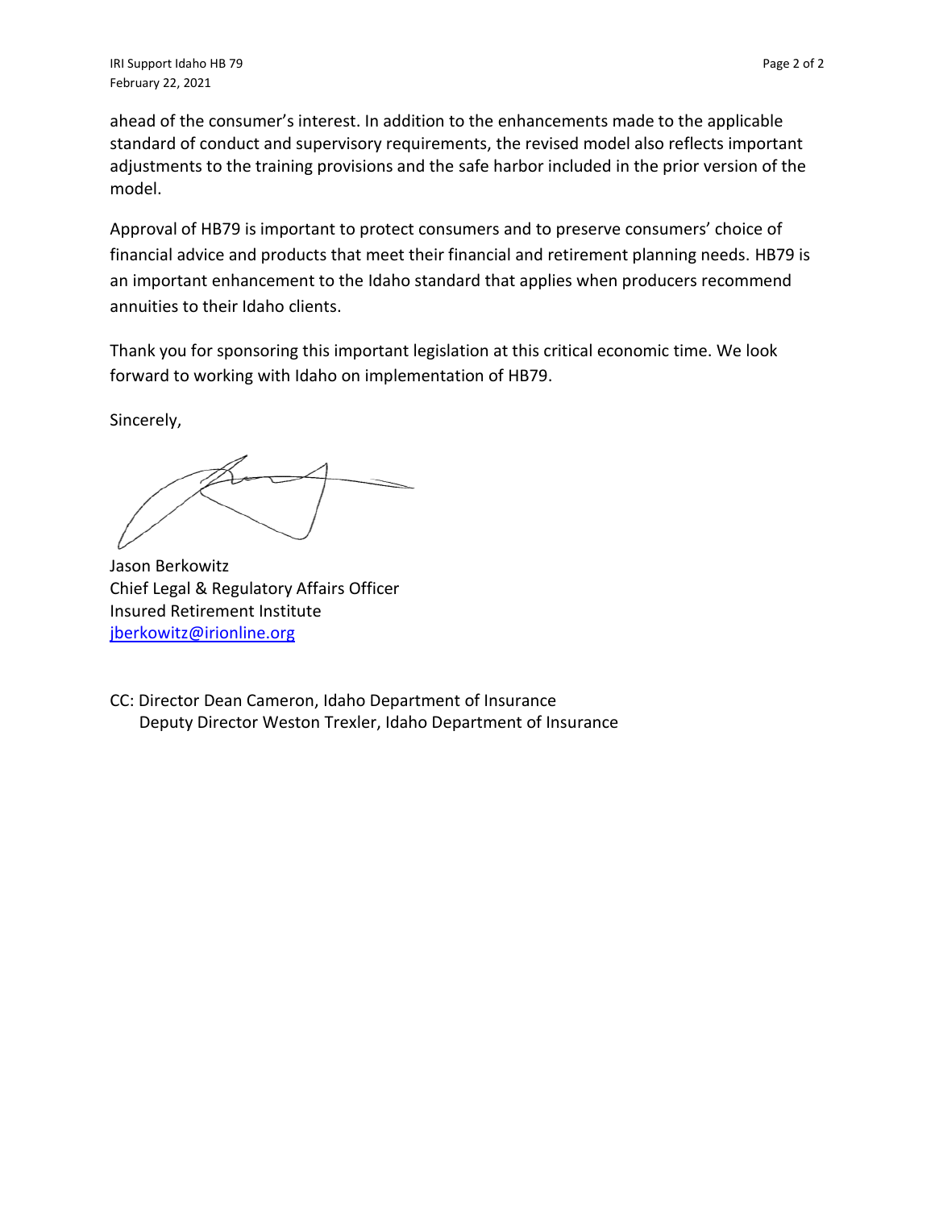ahead of the consumer's interest. In addition to the enhancements made to the applicable standard of conduct and supervisory requirements, the revised model also reflects important adjustments to the training provisions and the safe harbor included in the prior version of the model.

Approval of HB79 is important to protect consumers and to preserve consumers' choice of financial advice and products that meet their financial and retirement planning needs. HB79 is an important enhancement to the Idaho standard that applies when producers recommend annuities to their Idaho clients.

Thank you for sponsoring this important legislation at this critical economic time. We look forward to working with Idaho on implementation of HB79.

Sincerely,

Jason Berkowitz
Chief Legal & Regulatory Affairs Officer
Insured Retirement Institute
jberkowitz@irionline.org

CC: Director Dean Cameron, Idaho Department of Insurance
Deputy Director Weston Trexler, Idaho Department of Insurance